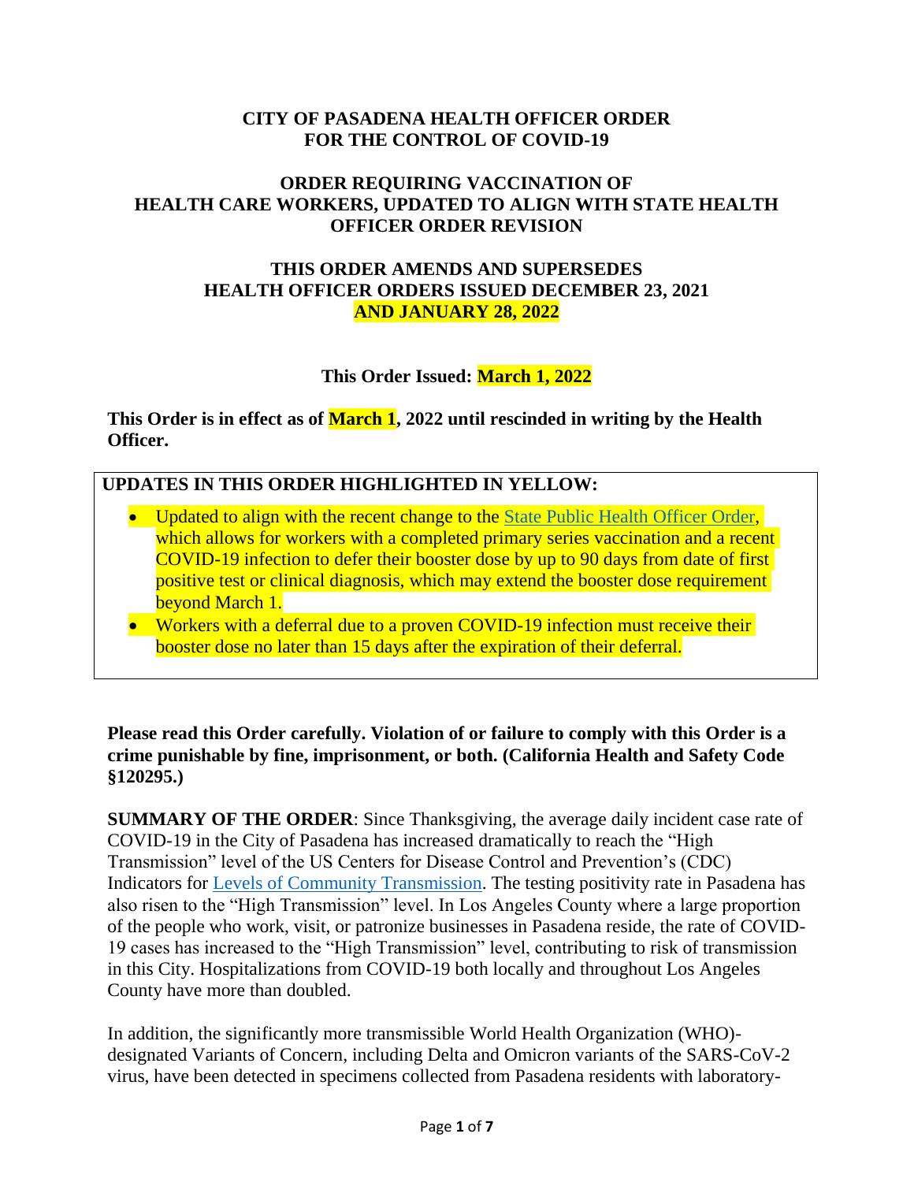**CITY OF PASADENA HEALTH OFFICER ORDER**
**FOR THE CONTROL OF COVID-19**

**ORDER REQUIRING VACCINATION OF HEALTH CARE WORKERS, UPDATED TO ALIGN WITH STATE HEALTH OFFICER ORDER REVISION**

**THIS ORDER AMENDS AND SUPERSEDES HEALTH OFFICER ORDERS ISSUED DECEMBER 23, 2021 AND JANUARY 28, 2022**

**This Order Issued: March 1, 2022**

**This Order is in effect as of March 1, 2022 until rescinded in writing by the Health Officer.**

**UPDATES IN THIS ORDER HIGHLIGHTED IN YELLOW:**

- Updated to align with the recent change to the State Public Health Officer Order, which allows for workers with a completed primary series vaccination and a recent COVID-19 infection to defer their booster dose by up to 90 days from date of first positive test or clinical diagnosis, which may extend the booster dose requirement beyond March 1.
- Workers with a deferral due to a proven COVID-19 infection must receive their booster dose no later than 15 days after the expiration of their deferral.

**Please read this Order carefully. Violation of or failure to comply with this Order is a crime punishable by fine, imprisonment, or both. (California Health and Safety Code §120295.)**

**SUMMARY OF THE ORDER**: Since Thanksgiving, the average daily incident case rate of COVID-19 in the City of Pasadena has increased dramatically to reach the "High Transmission" level of the US Centers for Disease Control and Prevention's (CDC) Indicators for Levels of Community Transmission. The testing positivity rate in Pasadena has also risen to the "High Transmission" level. In Los Angeles County where a large proportion of the people who work, visit, or patronize businesses in Pasadena reside, the rate of COVID-19 cases has increased to the "High Transmission" level, contributing to risk of transmission in this City. Hospitalizations from COVID-19 both locally and throughout Los Angeles County have more than doubled.

In addition, the significantly more transmissible World Health Organization (WHO)-designated Variants of Concern, including Delta and Omicron variants of the SARS-CoV-2 virus, have been detected in specimens collected from Pasadena residents with laboratory-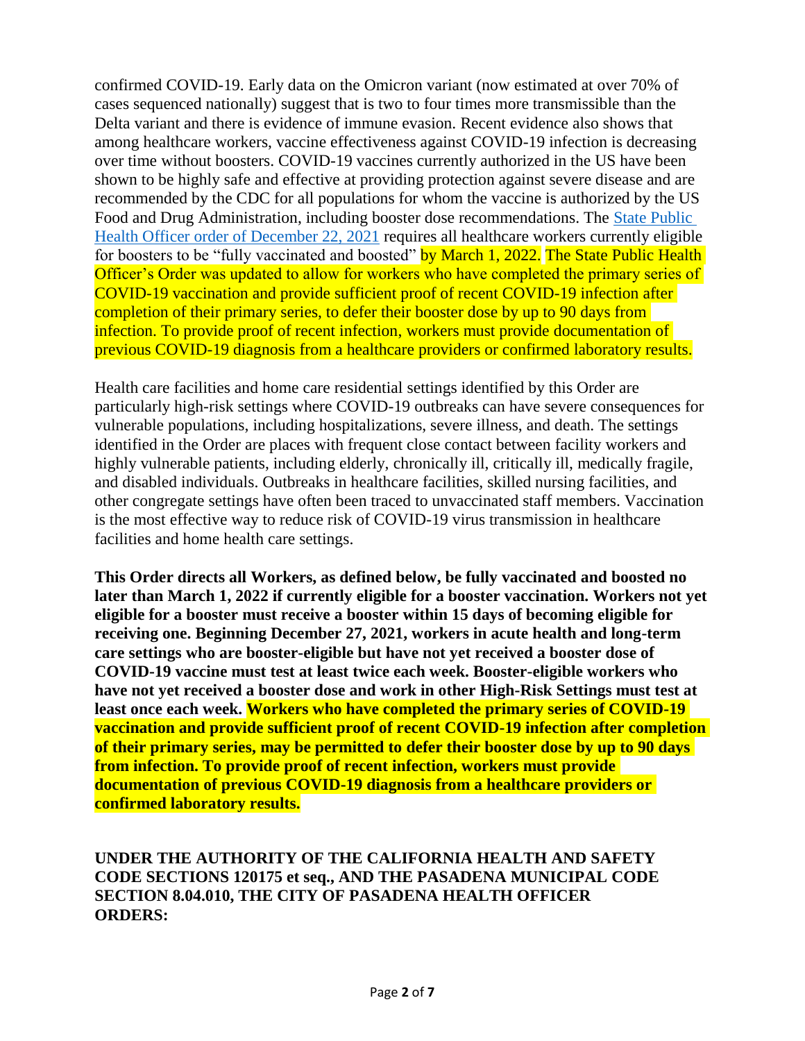confirmed COVID-19. Early data on the Omicron variant (now estimated at over 70% of cases sequenced nationally) suggest that is two to four times more transmissible than the Delta variant and there is evidence of immune evasion. Recent evidence also shows that among healthcare workers, vaccine effectiveness against COVID-19 infection is decreasing over time without boosters. COVID-19 vaccines currently authorized in the US have been shown to be highly safe and effective at providing protection against severe disease and are recommended by the CDC for all populations for whom the vaccine is authorized by the US Food and Drug Administration, including booster dose recommendations. The State Public Health Officer order of December 22, 2021 requires all healthcare workers currently eligible for boosters to be "fully vaccinated and boosted" by March 1, 2022. The State Public Health Officer's Order was updated to allow for workers who have completed the primary series of COVID-19 vaccination and provide sufficient proof of recent COVID-19 infection after completion of their primary series, to defer their booster dose by up to 90 days from infection. To provide proof of recent infection, workers must provide documentation of previous COVID-19 diagnosis from a healthcare providers or confirmed laboratory results.

Health care facilities and home care residential settings identified by this Order are particularly high-risk settings where COVID-19 outbreaks can have severe consequences for vulnerable populations, including hospitalizations, severe illness, and death. The settings identified in the Order are places with frequent close contact between facility workers and highly vulnerable patients, including elderly, chronically ill, critically ill, medically fragile, and disabled individuals. Outbreaks in healthcare facilities, skilled nursing facilities, and other congregate settings have often been traced to unvaccinated staff members. Vaccination is the most effective way to reduce risk of COVID-19 virus transmission in healthcare facilities and home health care settings.

**This Order directs all Workers, as defined below, be fully vaccinated and boosted no later than March 1, 2022 if currently eligible for a booster vaccination. Workers not yet eligible for a booster must receive a booster within 15 days of becoming eligible for receiving one. Beginning December 27, 2021, workers in acute health and long-term care settings who are booster-eligible but have not yet received a booster dose of COVID-19 vaccine must test at least twice each week. Booster-eligible workers who have not yet received a booster dose and work in other High-Risk Settings must test at least once each week. Workers who have completed the primary series of COVID-19 vaccination and provide sufficient proof of recent COVID-19 infection after completion of their primary series, may be permitted to defer their booster dose by up to 90 days from infection. To provide proof of recent infection, workers must provide documentation of previous COVID-19 diagnosis from a healthcare providers or confirmed laboratory results.**

**UNDER THE AUTHORITY OF THE CALIFORNIA HEALTH AND SAFETY CODE SECTIONS 120175 et seq., AND THE PASADENA MUNICIPAL CODE SECTION 8.04.010, THE CITY OF PASADENA HEALTH OFFICER ORDERS:**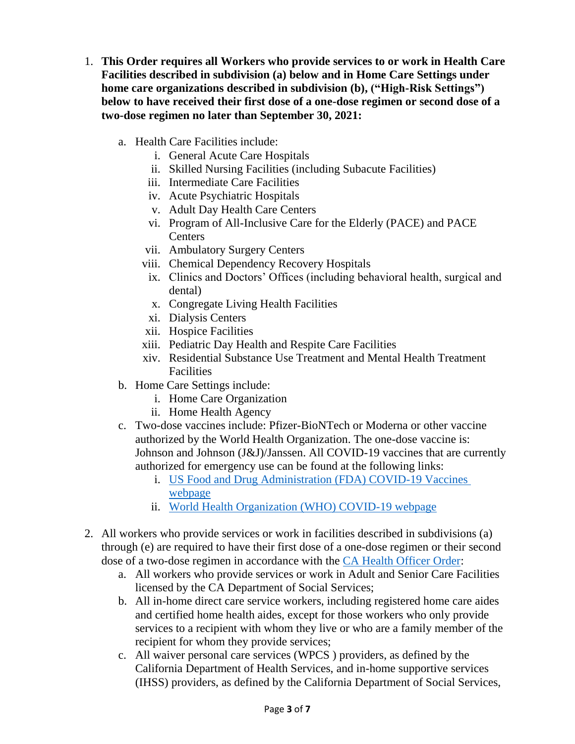1. **This Order requires all Workers who provide services to or work in Health Care Facilities described in subdivision (a) below and in Home Care Settings under home care organizations described in subdivision (b), ("High-Risk Settings") below to have received their first dose of a one-dose regimen or second dose of a two-dose regimen no later than September 30, 2021:**

   a. Health Care Facilities include:
      i. General Acute Care Hospitals
      ii. Skilled Nursing Facilities (including Subacute Facilities)
      iii. Intermediate Care Facilities
      iv. Acute Psychiatric Hospitals
      v. Adult Day Health Care Centers
      vi. Program of All-Inclusive Care for the Elderly (PACE) and PACE Centers
      vii. Ambulatory Surgery Centers
      viii. Chemical Dependency Recovery Hospitals
      ix. Clinics and Doctors' Offices (including behavioral health, surgical and dental)
      x. Congregate Living Health Facilities
      xi. Dialysis Centers
      xii. Hospice Facilities
      xiii. Pediatric Day Health and Respite Care Facilities
      xiv. Residential Substance Use Treatment and Mental Health Treatment Facilities

   b. Home Care Settings include:
      i. Home Care Organization
      ii. Home Health Agency

   c. Two-dose vaccines include: Pfizer-BioNTech or Moderna or other vaccine authorized by the World Health Organization. The one-dose vaccine is: Johnson and Johnson (J&J)/Janssen. All COVID-19 vaccines that are currently authorized for emergency use can be found at the following links:
      i. [US Food and Drug Administration (FDA) COVID-19 Vaccines webpage]
      ii. [World Health Organization (WHO) COVID-19 webpage]

2. All workers who provide services or work in facilities described in subdivisions (a) through (e) are required to have their first dose of a one-dose regimen or their second dose of a two-dose regimen in accordance with the [CA Health Officer Order]:

   a. All workers who provide services or work in Adult and Senior Care Facilities licensed by the CA Department of Social Services;
   b. All in-home direct care service workers, including registered home care aides and certified home health aides, except for those workers who only provide services to a recipient with whom they live or who are a family member of the recipient for whom they provide services;
   c. All waiver personal care services (WPCS ) providers, as defined by the California Department of Health Services, and in-home supportive services (IHSS) providers, as defined by the California Department of Social Services,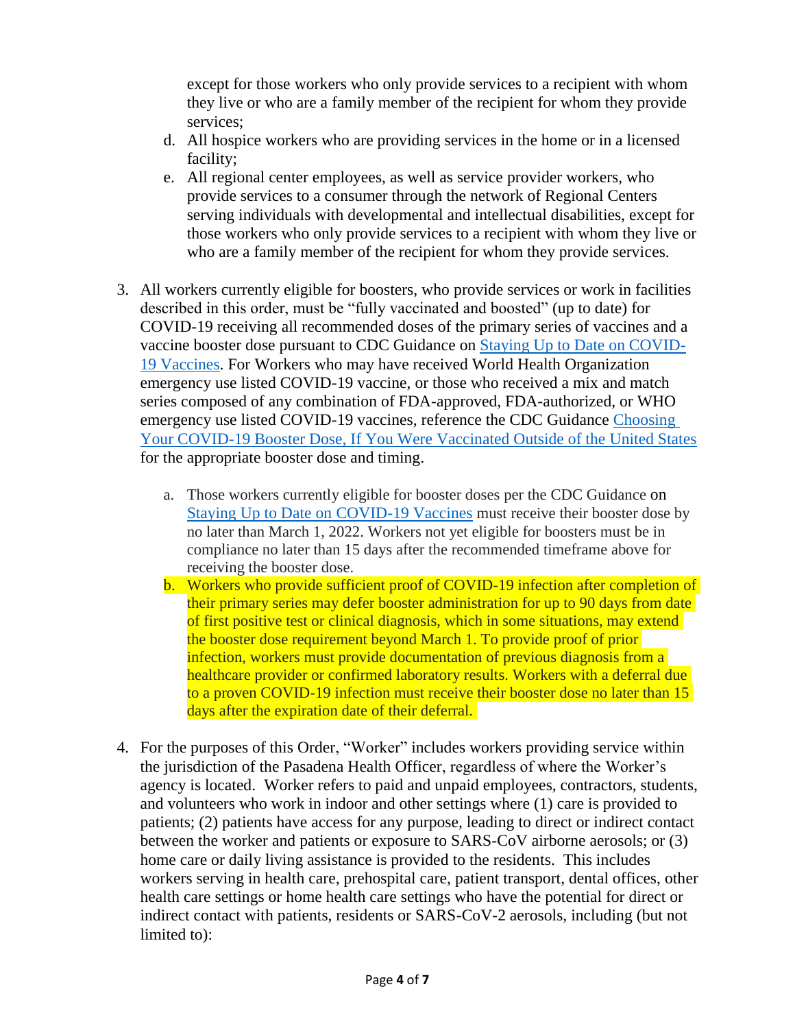except for those workers who only provide services to a recipient with whom they live or who are a family member of the recipient for whom they provide services;

d. All hospice workers who are providing services in the home or in a licensed facility;

e. All regional center employees, as well as service provider workers, who provide services to a consumer through the network of Regional Centers serving individuals with developmental and intellectual disabilities, except for those workers who only provide services to a recipient with whom they live or who are a family member of the recipient for whom they provide services.

3. All workers currently eligible for boosters, who provide services or work in facilities described in this order, must be "fully vaccinated and boosted" (up to date) for COVID-19 receiving all recommended doses of the primary series of vaccines and a vaccine booster dose pursuant to CDC Guidance on Staying Up to Date on COVID-19 Vaccines. For Workers who may have received World Health Organization emergency use listed COVID-19 vaccine, or those who received a mix and match series composed of any combination of FDA-approved, FDA-authorized, or WHO emergency use listed COVID-19 vaccines, reference the CDC Guidance Choosing Your COVID-19 Booster Dose, If You Were Vaccinated Outside of the United States for the appropriate booster dose and timing.

   a. Those workers currently eligible for booster doses per the CDC Guidance on Staying Up to Date on COVID-19 Vaccines must receive their booster dose by no later than March 1, 2022. Workers not yet eligible for boosters must be in compliance no later than 15 days after the recommended timeframe above for receiving the booster dose.

   b. Workers who provide sufficient proof of COVID-19 infection after completion of their primary series may defer booster administration for up to 90 days from date of first positive test or clinical diagnosis, which in some situations, may extend the booster dose requirement beyond March 1. To provide proof of prior infection, workers must provide documentation of previous diagnosis from a healthcare provider or confirmed laboratory results. Workers with a deferral due to a proven COVID-19 infection must receive their booster dose no later than 15 days after the expiration date of their deferral.

4. For the purposes of this Order, "Worker" includes workers providing service within the jurisdiction of the Pasadena Health Officer, regardless of where the Worker's agency is located. Worker refers to paid and unpaid employees, contractors, students, and volunteers who work in indoor and other settings where (1) care is provided to patients; (2) patients have access for any purpose, leading to direct or indirect contact between the worker and patients or exposure to SARS-CoV airborne aerosols; or (3) home care or daily living assistance is provided to the residents. This includes workers serving in health care, prehospital care, patient transport, dental offices, other health care settings or home health care settings who have the potential for direct or indirect contact with patients, residents or SARS-CoV-2 aerosols, including (but not limited to):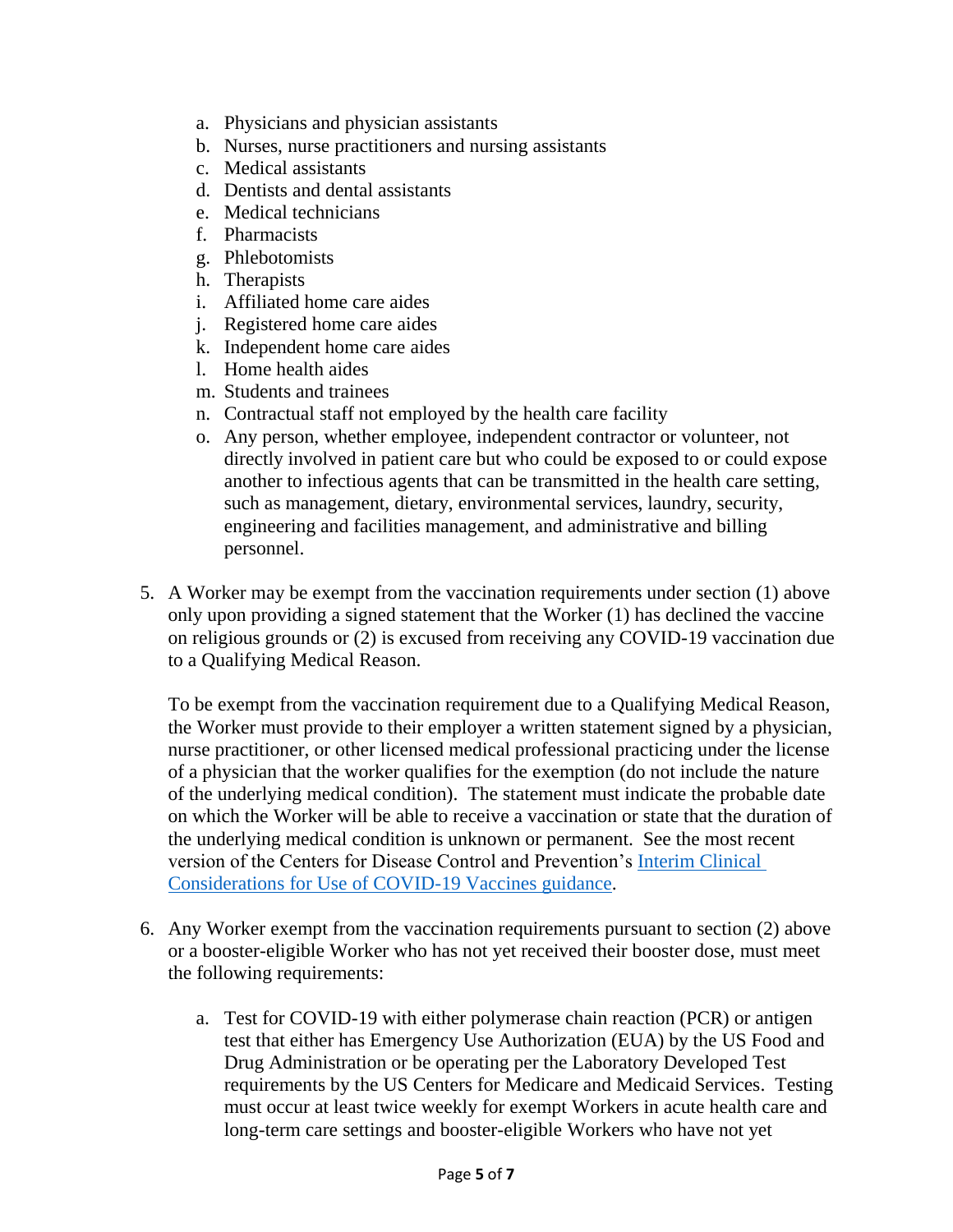a. Physicians and physician assistants
b. Nurses, nurse practitioners and nursing assistants
c. Medical assistants
d. Dentists and dental assistants
e. Medical technicians
f. Pharmacists
g. Phlebotomists
h. Therapists
i. Affiliated home care aides
j. Registered home care aides
k. Independent home care aides
l. Home health aides
m. Students and trainees
n. Contractual staff not employed by the health care facility
o. Any person, whether employee, independent contractor or volunteer, not directly involved in patient care but who could be exposed to or could expose another to infectious agents that can be transmitted in the health care setting, such as management, dietary, environmental services, laundry, security, engineering and facilities management, and administrative and billing personnel.

5. A Worker may be exempt from the vaccination requirements under section (1) above only upon providing a signed statement that the Worker (1) has declined the vaccine on religious grounds or (2) is excused from receiving any COVID-19 vaccination due to a Qualifying Medical Reason.

   To be exempt from the vaccination requirement due to a Qualifying Medical Reason, the Worker must provide to their employer a written statement signed by a physician, nurse practitioner, or other licensed medical professional practicing under the license of a physician that the worker qualifies for the exemption (do not include the nature of the underlying medical condition). The statement must indicate the probable date on which the Worker will be able to receive a vaccination or state that the duration of the underlying medical condition is unknown or permanent. See the most recent version of the Centers for Disease Control and Prevention's Interim Clinical Considerations for Use of COVID-19 Vaccines guidance.

6. Any Worker exempt from the vaccination requirements pursuant to section (2) above or a booster-eligible Worker who has not yet received their booster dose, must meet the following requirements:

   a. Test for COVID-19 with either polymerase chain reaction (PCR) or antigen test that either has Emergency Use Authorization (EUA) by the US Food and Drug Administration or be operating per the Laboratory Developed Test requirements by the US Centers for Medicare and Medicaid Services. Testing must occur at least twice weekly for exempt Workers in acute health care and long-term care settings and booster-eligible Workers who have not yet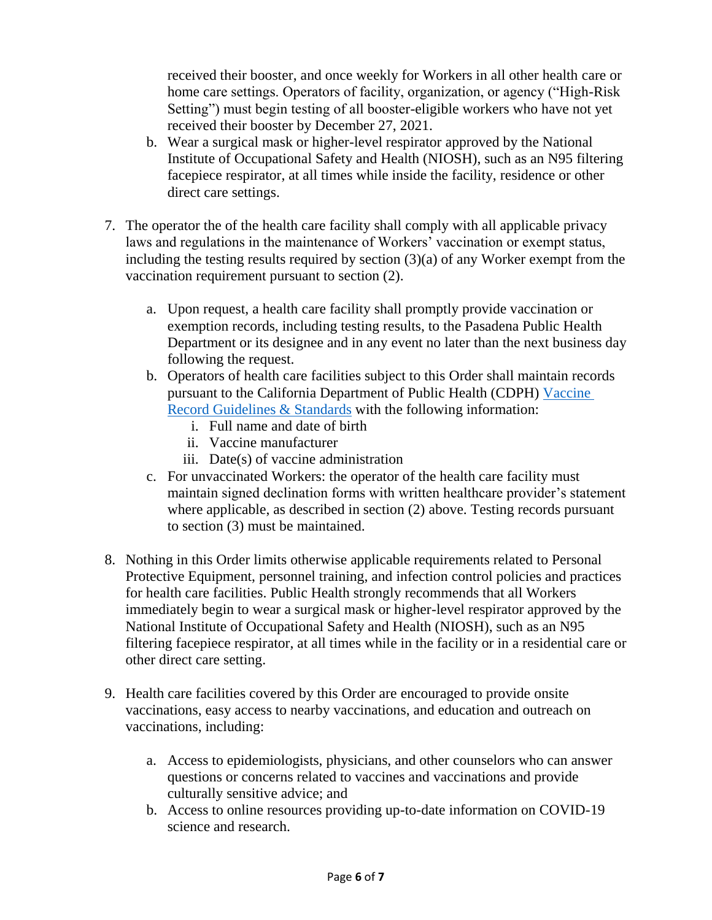received their booster, and once weekly for Workers in all other health care or home care settings. Operators of facility, organization, or agency ("High-Risk Setting") must begin testing of all booster-eligible workers who have not yet received their booster by December 27, 2021.

   b. Wear a surgical mask or higher-level respirator approved by the National Institute of Occupational Safety and Health (NIOSH), such as an N95 filtering facepiece respirator, at all times while inside the facility, residence or other direct care settings.

7. The operator the of the health care facility shall comply with all applicable privacy laws and regulations in the maintenance of Workers' vaccination or exempt status, including the testing results required by section (3)(a) of any Worker exempt from the vaccination requirement pursuant to section (2).

   a. Upon request, a health care facility shall promptly provide vaccination or exemption records, including testing results, to the Pasadena Public Health Department or its designee and in any event no later than the next business day following the request.
   b. Operators of health care facilities subject to this Order shall maintain records pursuant to the California Department of Public Health (CDPH) [Vaccine Record Guidelines & Standards] with the following information:
      i. Full name and date of birth
      ii. Vaccine manufacturer
      iii. Date(s) of vaccine administration
   c. For unvaccinated Workers: the operator of the health care facility must maintain signed declination forms with written healthcare provider's statement where applicable, as described in section (2) above. Testing records pursuant to section (3) must be maintained.

8. Nothing in this Order limits otherwise applicable requirements related to Personal Protective Equipment, personnel training, and infection control policies and practices for health care facilities. Public Health strongly recommends that all Workers immediately begin to wear a surgical mask or higher-level respirator approved by the National Institute of Occupational Safety and Health (NIOSH), such as an N95 filtering facepiece respirator, at all times while in the facility or in a residential care or other direct care setting.

9. Health care facilities covered by this Order are encouraged to provide onsite vaccinations, easy access to nearby vaccinations, and education and outreach on vaccinations, including:

   a. Access to epidemiologists, physicians, and other counselors who can answer questions or concerns related to vaccines and vaccinations and provide culturally sensitive advice; and
   b. Access to online resources providing up-to-date information on COVID-19 science and research.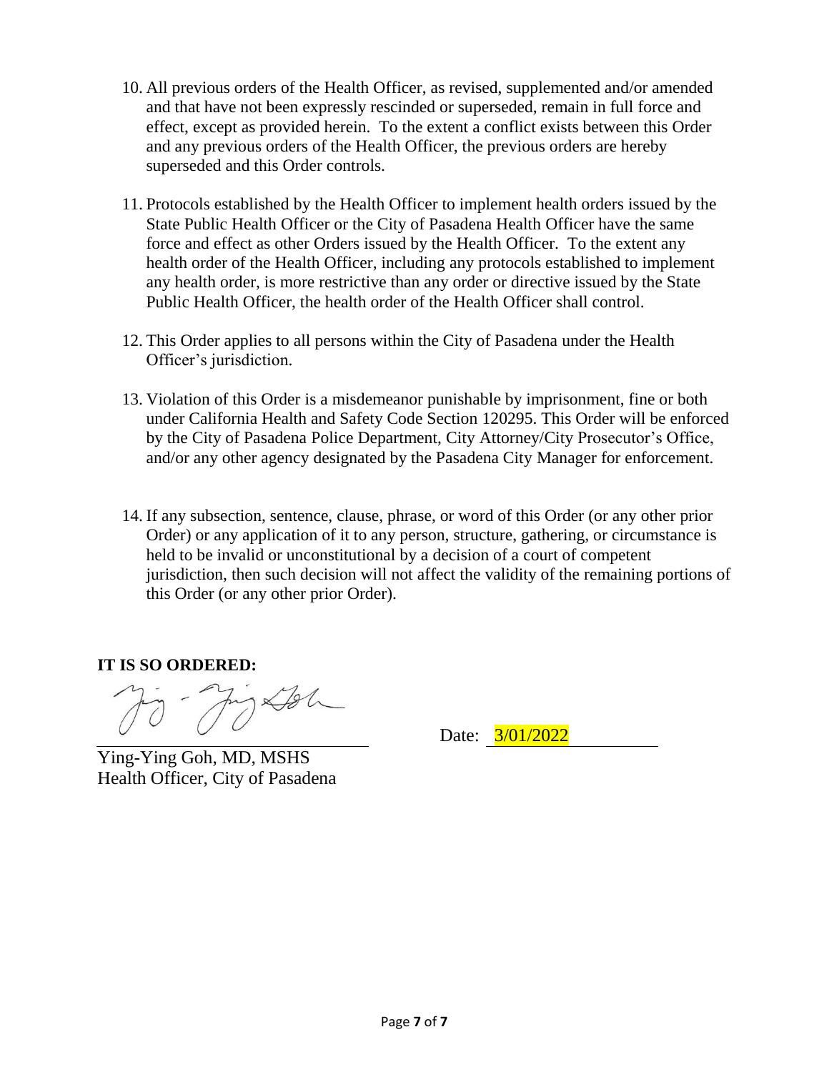10. All previous orders of the Health Officer, as revised, supplemented and/or amended and that have not been expressly rescinded or superseded, remain in full force and effect, except as provided herein. To the extent a conflict exists between this Order and any previous orders of the Health Officer, the previous orders are hereby superseded and this Order controls.

11. Protocols established by the Health Officer to implement health orders issued by the State Public Health Officer or the City of Pasadena Health Officer have the same force and effect as other Orders issued by the Health Officer. To the extent any health order of the Health Officer, including any protocols established to implement any health order, is more restrictive than any order or directive issued by the State Public Health Officer, the health order of the Health Officer shall control.

12. This Order applies to all persons within the City of Pasadena under the Health Officer's jurisdiction.

13. Violation of this Order is a misdemeanor punishable by imprisonment, fine or both under California Health and Safety Code Section 120295. This Order will be enforced by the City of Pasadena Police Department, City Attorney/City Prosecutor's Office, and/or any other agency designated by the Pasadena City Manager for enforcement.

14. If any subsection, sentence, clause, phrase, or word of this Order (or any other prior Order) or any application of it to any person, structure, gathering, or circumstance is held to be invalid or unconstitutional by a decision of a court of competent jurisdiction, then such decision will not affect the validity of the remaining portions of this Order (or any other prior Order).

**IT IS SO ORDERED:**

Date: 3/01/2022

Ying-Ying Goh, MD, MSHS
Health Officer, City of Pasadena